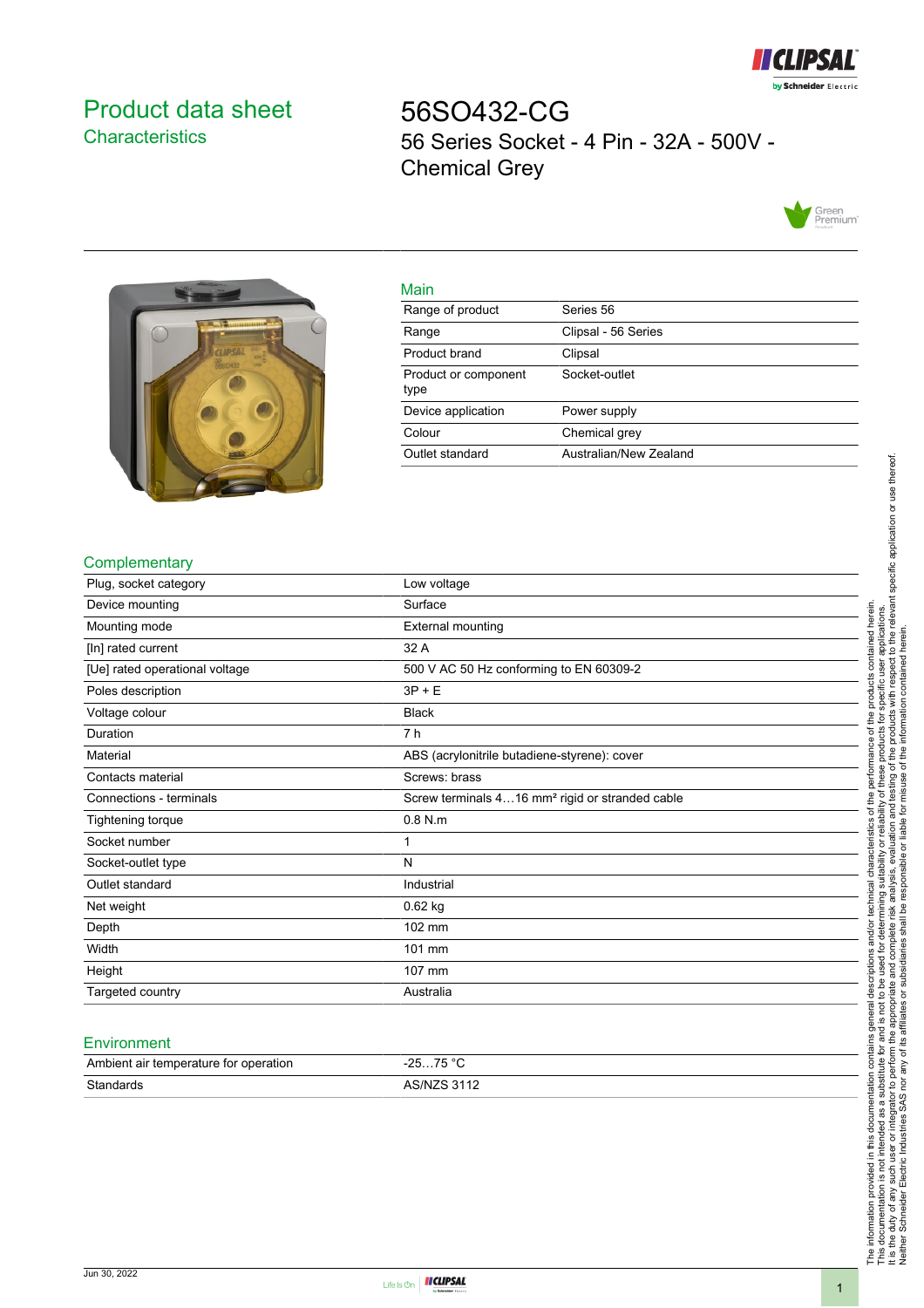# Product data sheet

## Characteristics

# 56SO432-CG

56 Series Socket - 4 Pin - 32A - 500V - Chemical Grey

### Main

| | |
|---|---|
| Range of product | Series 56 |
| Range | Clipsal - 56 Series |
| Product brand | Clipsal |
| Product or component type | Socket-outlet |
| Device application | Power supply |
| Colour | Chemical grey |
| Outlet standard | Australian/New Zealand |

### Complementary

| | |
|---|---|
| Plug, socket category | Low voltage |
| Device mounting | Surface |
| Mounting mode | External mounting |
| [In] rated current | 32 A |
| [Ue] rated operational voltage | 500 V AC 50 Hz conforming to EN 60309-2 |
| Poles description | 3P + E |
| Voltage colour | Black |
| Duration | 7 h |
| Material | ABS (acrylonitrile butadiene-styrene): cover |
| Contacts material | Screws: brass |
| Connections - terminals | Screw terminals 4…16 mm² rigid or stranded cable |
| Tightening torque | 0.8 N.m |
| Socket number | 1 |
| Socket-outlet type | N |
| Outlet standard | Industrial |
| Net weight | 0.62 kg |
| Depth | 102 mm |
| Width | 101 mm |
| Height | 107 mm |
| Targeted country | Australia |

### Environment

| | |
|---|---|
| Ambient air temperature for operation | -25…75 °C |
| Standards | AS/NZS 3112 |

The information provided in this documentation contains general descriptions and/or technical characteristics of the performance of the products contained herein. This documentation is not intended as a substitute for and is not to be used for determining suitability or reliability of these products for specific user applications. It is the duty of any such user or integrator to perform the appropriate and complete risk analysis, evaluation and testing of the products with respect to the relevant specific application or use thereof. Neither Schneider Electric Industries SAS nor any of its affiliates or subsidiaries shall be responsible or liable for misuse of the information contained herein.

Jun 30, 2022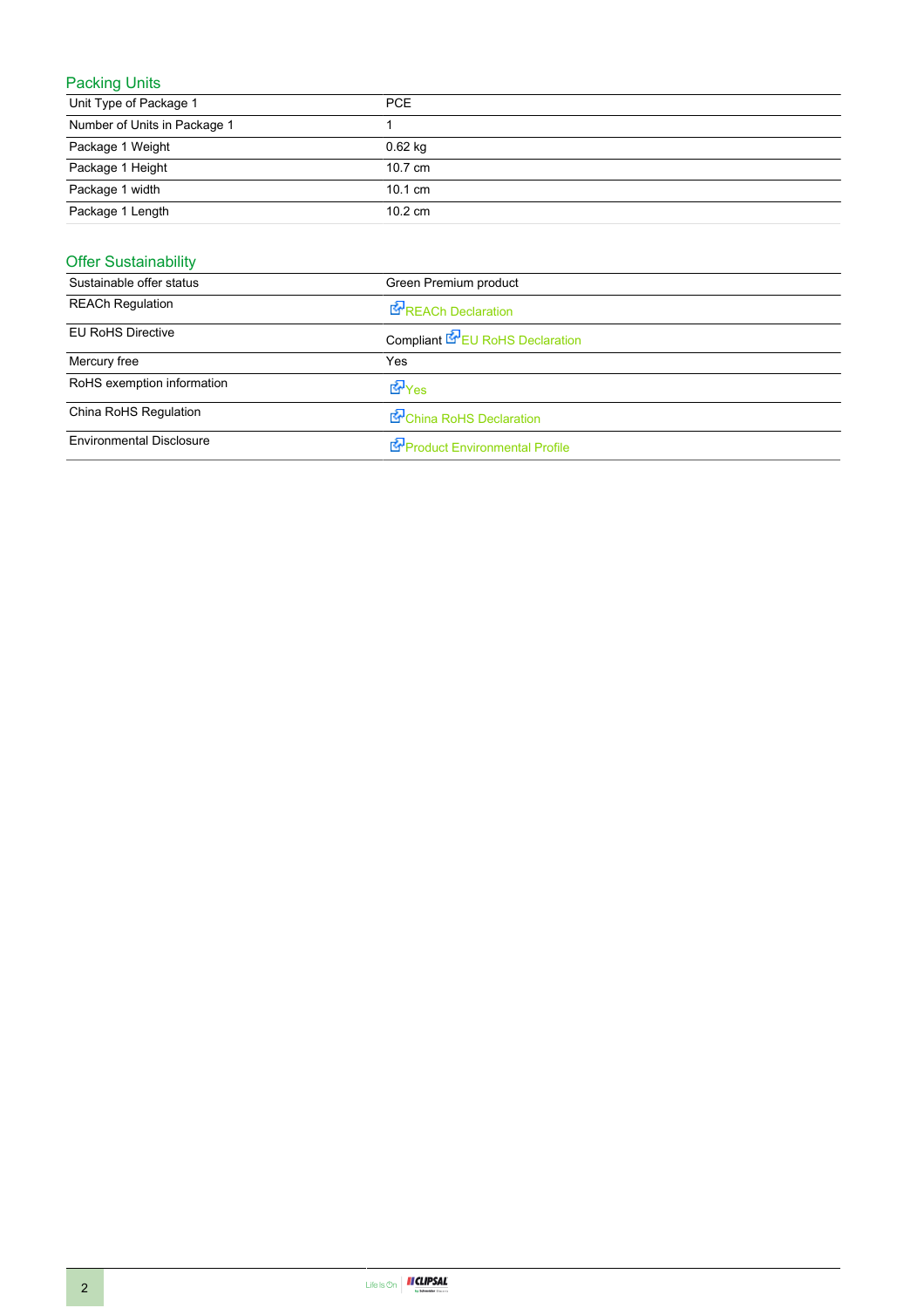## Packing Units

| | |
|---|---|
| Unit Type of Package 1 | PCE |
| Number of Units in Package 1 | 1 |
| Package 1 Weight | 0.62 kg |
| Package 1 Height | 10.7 cm |
| Package 1 width | 10.1 cm |
| Package 1 Length | 10.2 cm |

## Offer Sustainability

| | |
|---|---|
| Sustainable offer status | Green Premium product |
| REACh Regulation | REACh Declaration |
| EU RoHS Directive | Compliant EU RoHS Declaration |
| Mercury free | Yes |
| RoHS exemption information | Yes |
| China RoHS Regulation | China RoHS Declaration |
| Environmental Disclosure | Product Environmental Profile |